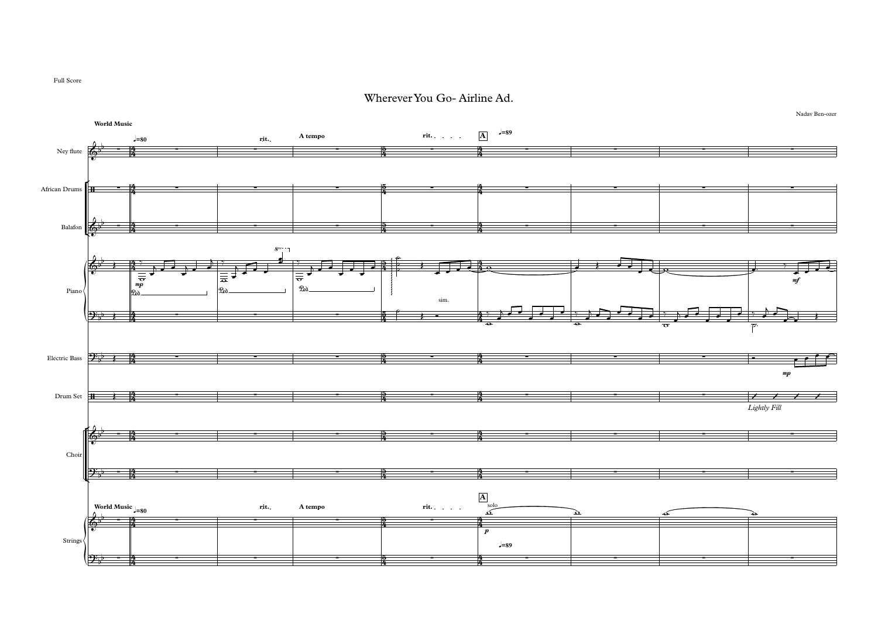Full Score

# Wherever You Go- Airline Ad.

Nadav Ben-ozer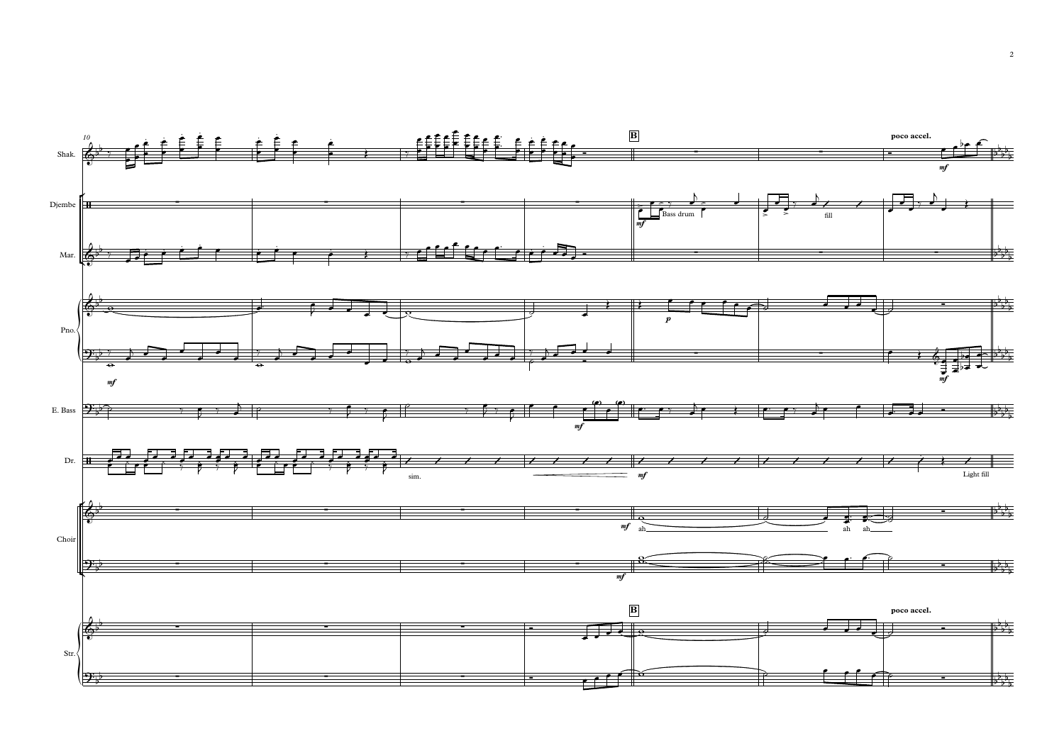10

**B**

**poco accel.**

Shak.

Djembe

Bass drum

fill

Mar.

Pno.

E. Bass

Dr.

sim.

Light fill

Choir

ah

ah ah

Str.

**B**

**poco accel.**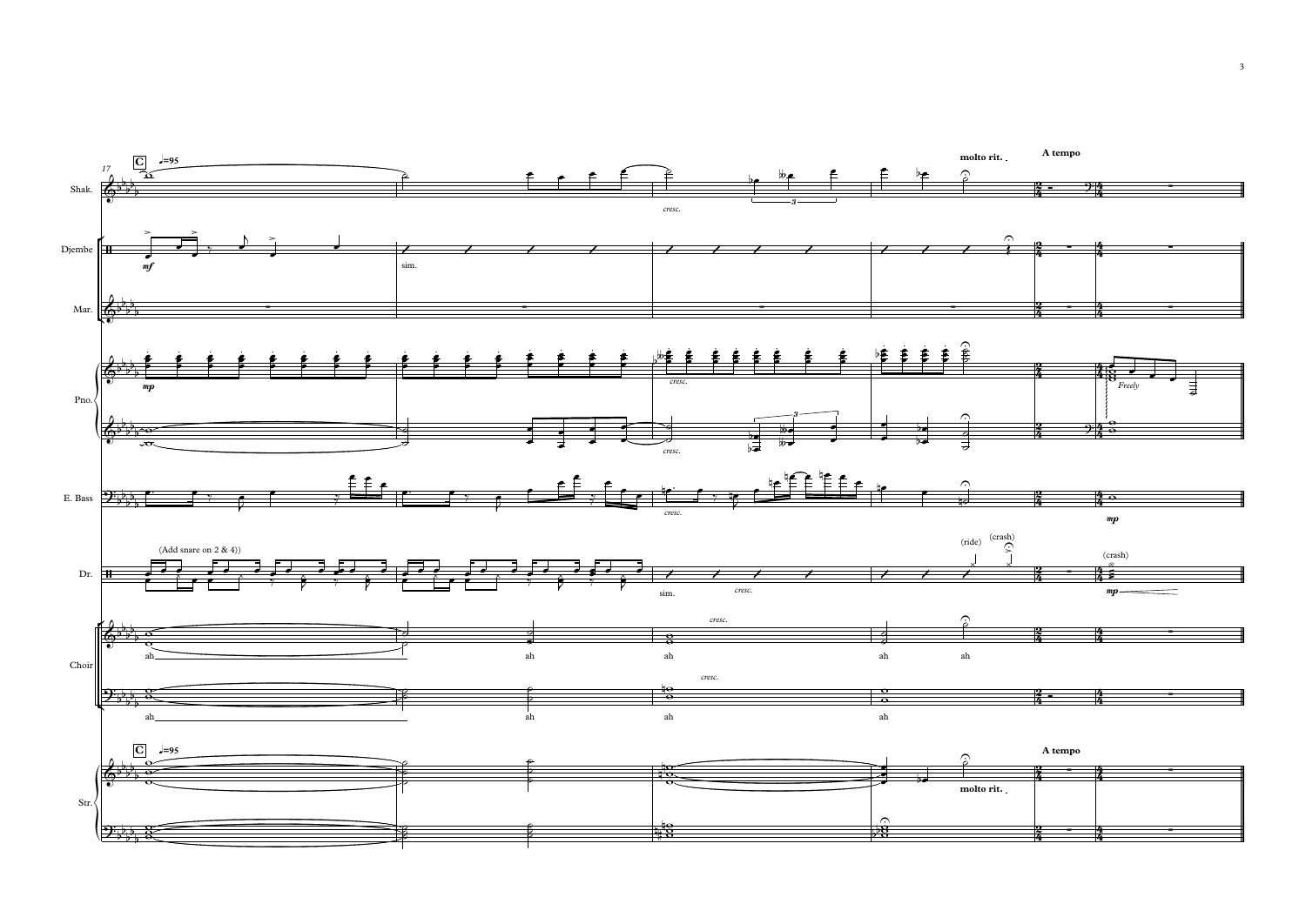17

**C** ♩=95

Shak.

Djembe

*mf*

sim.

Mar.

Pno.

*mp*

*cresc.*

*Freely*

E. Bass

*cresc.*

*mp*

(Add snare on 2 & 4))

Dr.

sim.

*cresc.*

(ride)

(crash)

(crash)

*mp*

Choir

ah

ah

*cresc.*

ah

ah

ah

ah

ah

*cresc.*

ah

ah

**C** ♩=95

Str.

**molto rit.**

**A tempo**